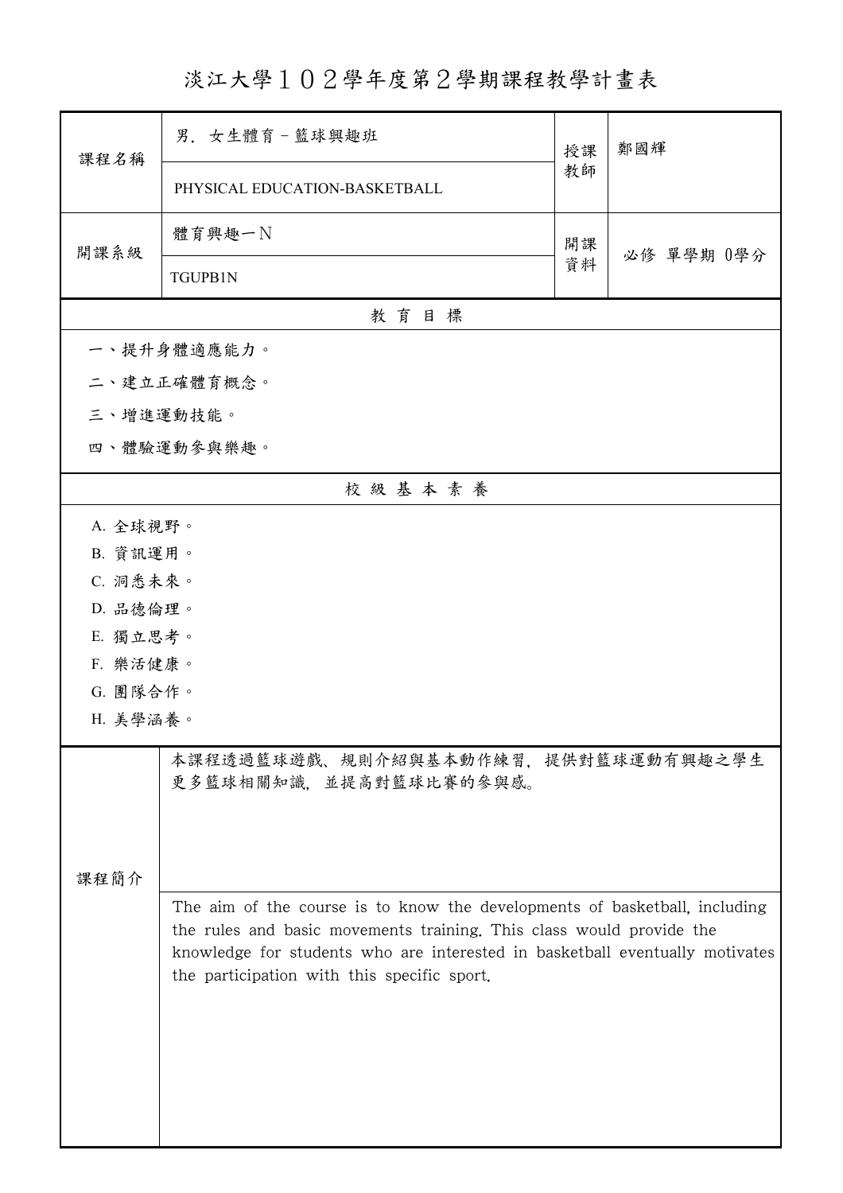# 淡江大學１０２學年度第２學期課程教學計畫表

| 課程名稱 | 男．女生體育－籃球興趣班<br>PHYSICAL EDUCATION-BASKETBALL | 授課教師 | 鄭國輝 |
|---|---|---|---|
| 開課系級 | 體育興趣一Ｎ<br>TGUPB1N | 開課資料 | 必修 單學期 0學分 |

## 教 育 目 標

一、提升身體適應能力。

二、建立正確體育概念。

三、增進運動技能。

四、體驗運動參與樂趣。

## 校 級 基 本 素 養

A. 全球視野。

B. 資訊運用。

C. 洞悉未來。

D. 品德倫理。

E. 獨立思考。

F. 樂活健康。

G. 團隊合作。

H. 美學涵養。

## 課程簡介

本課程透過籃球遊戲、規則介紹與基本動作練習，提供對籃球運動有興趣之學生更多籃球相關知識，並提高對籃球比賽的參與感。

The aim of the course is to know the developments of basketball, including the rules and basic movements training. This class would provide the knowledge for students who are interested in basketball eventually motivates the participation with this specific sport.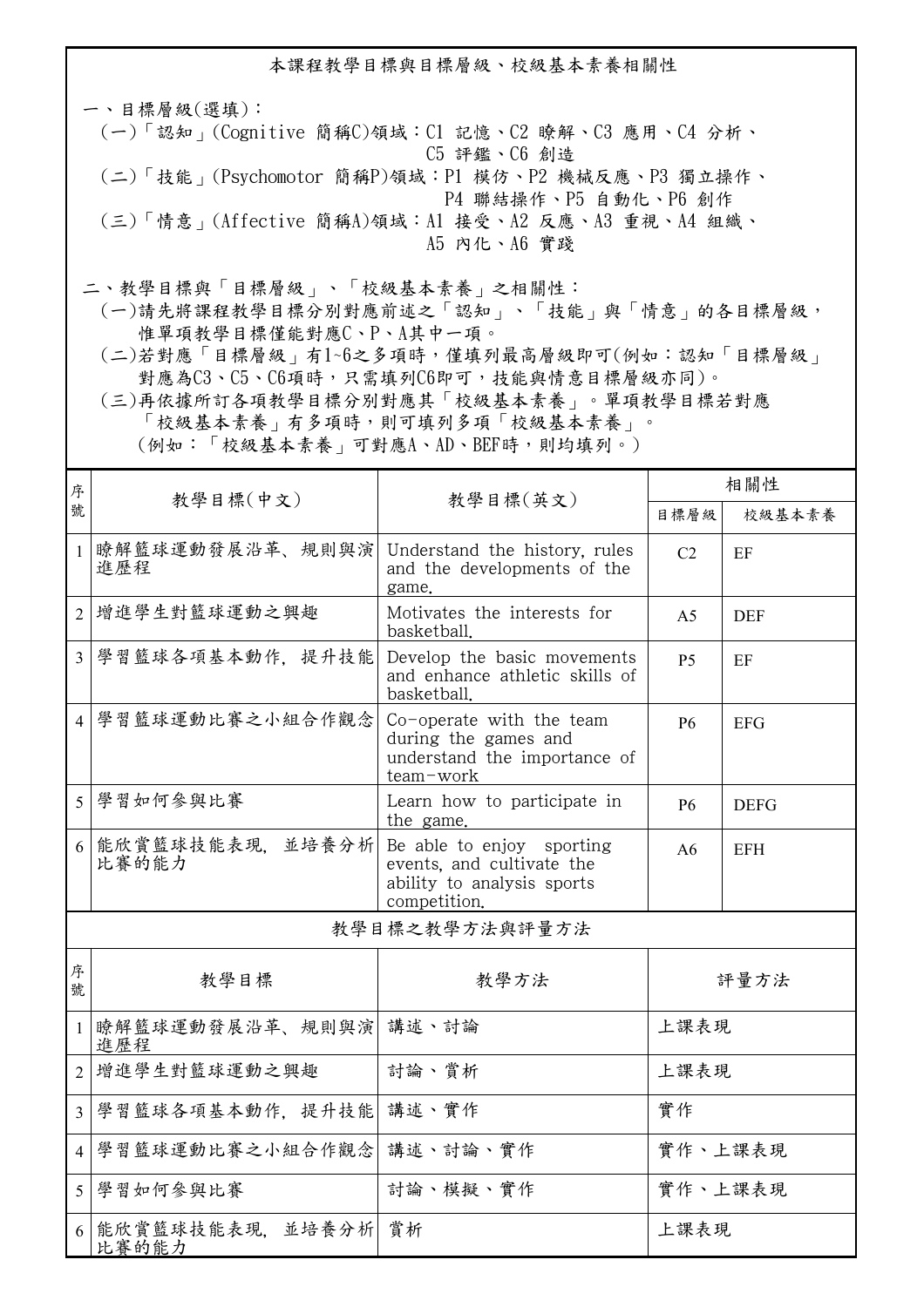## 本課程教學目標與目標層級、校級基本素養相關性

一、目標層級(選填)：

(一)「認知」(Cognitive 簡稱C)領域：C1 記憶、C2 瞭解、C3 應用、C4 分析、C5 評鑑、C6 創造

(二)「技能」(Psychomotor 簡稱P)領域：P1 模仿、P2 機械反應、P3 獨立操作、P4 聯結操作、P5 自動化、P6 創作

(三)「情意」(Affective 簡稱A)領域：A1 接受、A2 反應、A3 重視、A4 組織、A5 內化、A6 實踐

二、教學目標與「目標層級」、「校級基本素養」之相關性：

(一)請先將課程教學目標分別對應前述之「認知」、「技能」與「情意」的各目標層級，惟單項教學目標僅能對應C、P、A其中一項。

(二)若對應「目標層級」有1~6之多項時，僅填列最高層級即可(例如：認知「目標層級」對應為C3、C5、C6項時，只需填列C6即可，技能與情意目標層級亦同)。

(三)再依據所訂各項教學目標分別對應其「校級基本素養」。單項教學目標若對應「校級基本素養」有多項時，則可填列多項「校級基本素養」。(例如：「校級基本素養」可對應A、AD、BEF時，則均填列。)

| 序號 | 教學目標(中文) | 教學目標(英文) | 相關性 | |
|---|---|---|---|---|
| | | | 目標層級 | 校級基本素養 |
| 1 | 瞭解籃球運動發展沿革、規則與演進歷程 | Understand the history, rules and the developments of the game. | C2 | EF |
| 2 | 增進學生對籃球運動之興趣 | Motivates the interests for basketball. | A5 | DEF |
| 3 | 學習籃球各項基本動作，提升技能 | Develop the basic movements and enhance athletic skills of basketball. | P5 | EF |
| 4 | 學習籃球運動比賽之小組合作觀念 | Co-operate with the team during the games and understand the importance of team-work | P6 | EFG |
| 5 | 學習如何參與比賽 | Learn how to participate in the game. | P6 | DEFG |
| 6 | 能欣賞籃球技能表現，並培養分析比賽的能力 | Be able to enjoy sporting events, and cultivate the ability to analysis sports competition. | A6 | EFH |

## 教學目標之教學方法與評量方法

| 序號 | 教學目標 | 教學方法 | 評量方法 |
|---|---|---|---|
| 1 | 瞭解籃球運動發展沿革、規則與演進歷程 | 講述、討論 | 上課表現 |
| 2 | 增進學生對籃球運動之興趣 | 討論、賞析 | 上課表現 |
| 3 | 學習籃球各項基本動作，提升技能 | 講述、實作 | 實作 |
| 4 | 學習籃球運動比賽之小組合作觀念 | 講述、討論、實作 | 實作、上課表現 |
| 5 | 學習如何參與比賽 | 討論、模擬、實作 | 實作、上課表現 |
| 6 | 能欣賞籃球技能表現，並培養分析比賽的能力 | 賞析 | 上課表現 |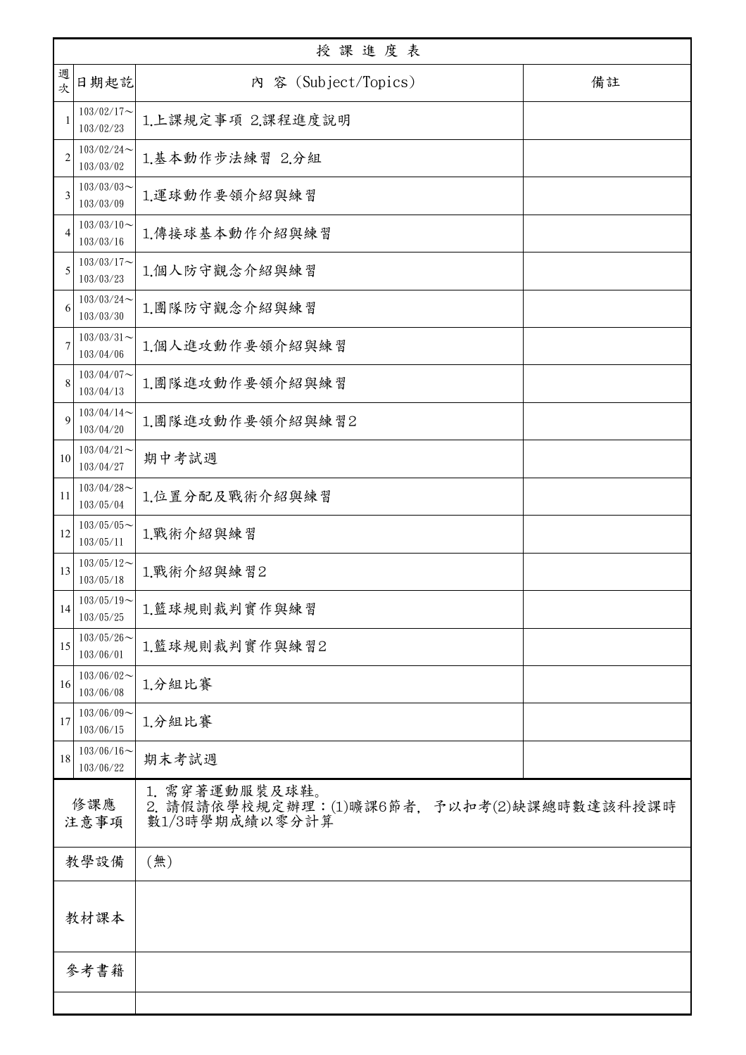| 授課進度表 | | | |
|---|---|---|---|
| 週次 | 日期起訖 | 內 容 (Subject/Topics) | 備註 |
| 1 | 103/02/17～103/02/23 | 1.上課規定事項 2.課程進度說明 | |
| 2 | 103/02/24～103/03/02 | 1.基本動作步法練習 2.分組 | |
| 3 | 103/03/03～103/03/09 | 1.運球動作要領介紹與練習 | |
| 4 | 103/03/10～103/03/16 | 1.傳接球基本動作介紹與練習 | |
| 5 | 103/03/17～103/03/23 | 1.個人防守觀念介紹與練習 | |
| 6 | 103/03/24～103/03/30 | 1.團隊防守觀念介紹與練習 | |
| 7 | 103/03/31～103/04/06 | 1.個人進攻動作要領介紹與練習 | |
| 8 | 103/04/07～103/04/13 | 1.團隊進攻動作要領介紹與練習 | |
| 9 | 103/04/14～103/04/20 | 1.團隊進攻動作要領介紹與練習2 | |
| 10 | 103/04/21～103/04/27 | 期中考試週 | |
| 11 | 103/04/28～103/05/04 | 1.位置分配及戰術介紹與練習 | |
| 12 | 103/05/05～103/05/11 | 1.戰術介紹與練習 | |
| 13 | 103/05/12～103/05/18 | 1.戰術介紹與練習2 | |
| 14 | 103/05/19～103/05/25 | 1.籃球規則裁判實作與練習 | |
| 15 | 103/05/26～103/06/01 | 1.籃球規則裁判實作與練習2 | |
| 16 | 103/06/02～103/06/08 | 1.分組比賽 | |
| 17 | 103/06/09～103/06/15 | 1.分組比賽 | |
| 18 | 103/06/16～103/06/22 | 期末考試週 | |
| 修課應注意事項 | | 1. 需穿著運動服裝及球鞋。<br>2. 請假請依學校規定辦理：(1)曠課6節者，予以扣考(2)缺課總時數達該科授課時數1/3時學期成績以零分計算 | |
| 教學設備 | | (無) | |
| 教材課本 | | | |
| 參考書籍 | | | |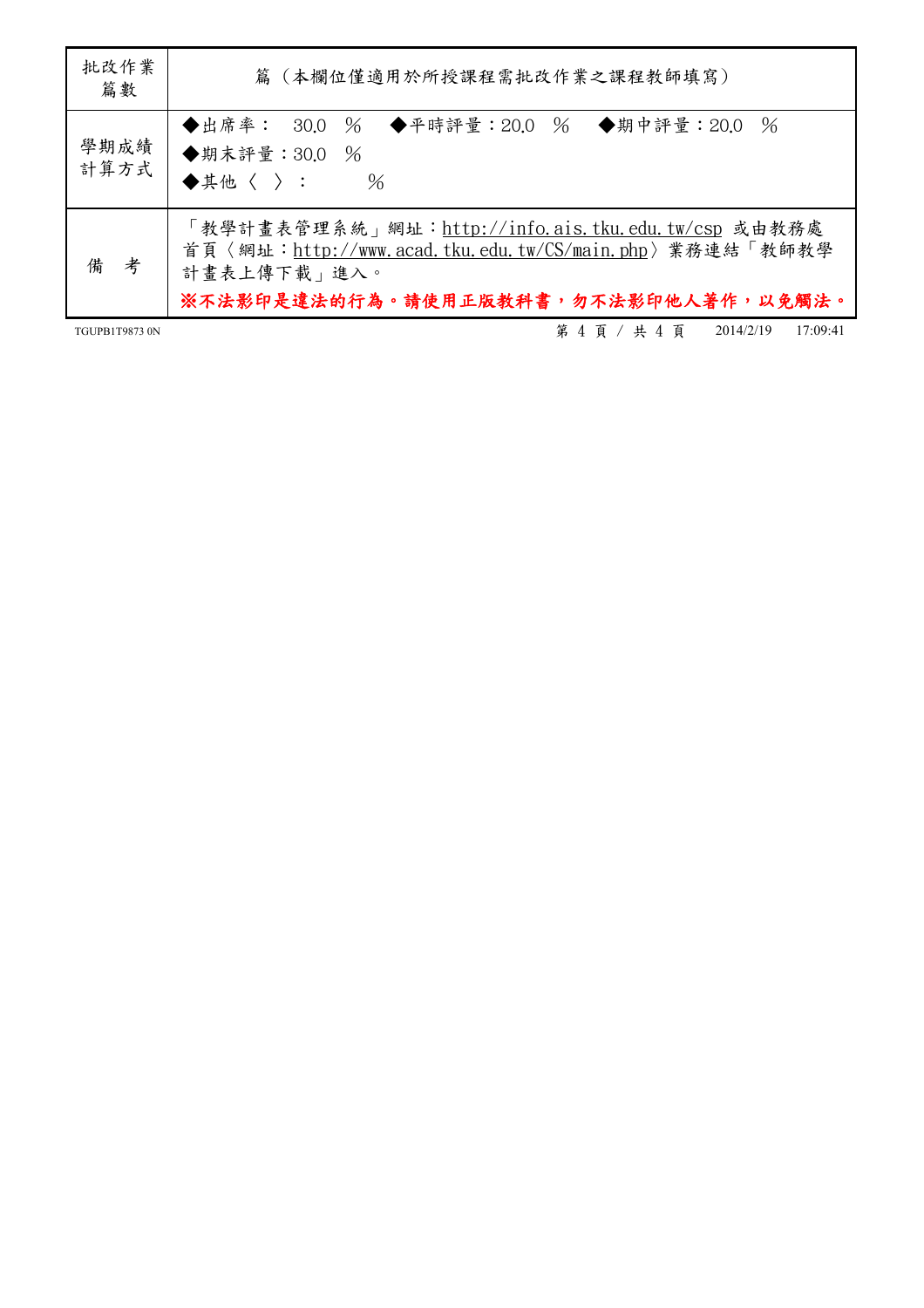| | |
|---|---|
| 批改作業篇數 | 篇（本欄位僅適用於所授課程需批改作業之課程教師填寫） |
| 學期成績計算方式 | ◆出席率：　30.0　%　　◆平時評量：20.0　%　　◆期中評量：20.0　%<br>◆期末評量：30.0　%<br>◆其他〈 〉：　　　% |
| 備　考 | 「教學計畫表管理系統」網址：http://info.ais.tku.edu.tw/csp 或由教務處首頁〈網址：http://www.acad.tku.edu.tw/CS/main.php〉業務連結「教師教學計畫表上傳下載」進入。<br>**※不法影印是違法的行為。請使用正版教科書，勿不法影印他人著作，以免觸法。** |

TGUPB1T9873 0N　　2014/2/19　17:09:41